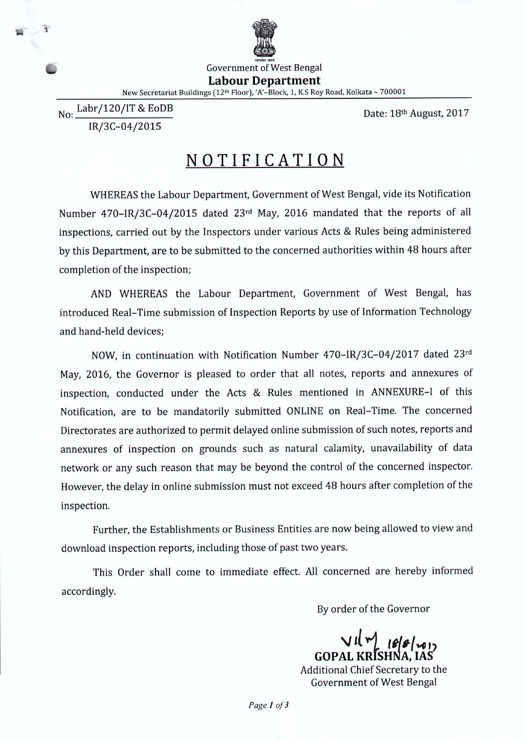Government of West Bengal

**Labour Department**

New Secretariat Buildings (12th Floor), 'A'-Block, 1, K.S Roy Road, Kolkata – 700001

No: Labr/120/IT & EoDB
IR/3C-04/2015

Date: 18th August, 2017

# NOTIFICATION

WHEREAS the Labour Department, Government of West Bengal, vide its Notification Number 470-IR/3C-04/2015 dated 23rd May, 2016 mandated that the reports of all inspections, carried out by the Inspectors under various Acts & Rules being administered by this Department, are to be submitted to the concerned authorities within 48 hours after completion of the inspection;

AND WHEREAS the Labour Department, Government of West Bengal, has introduced Real-Time submission of Inspection Reports by use of Information Technology and hand-held devices;

NOW, in continuation with Notification Number 470-IR/3C-04/2017 dated 23rd May, 2016, the Governor is pleased to order that all notes, reports and annexures of inspection, conducted under the Acts & Rules mentioned in ANNEXURE-I of this Notification, are to be mandatorily submitted ONLINE on Real-Time. The concerned Directorates are authorized to permit delayed online submission of such notes, reports and annexures of inspection on grounds such as natural calamity, unavailability of data network or any such reason that may be beyond the control of the concerned inspector. However, the delay in online submission must not exceed 48 hours after completion of the inspection.

Further, the Establishments or Business Entities are now being allowed to view and download inspection reports, including those of past two years.

This Order shall come to immediate effect. All concerned are hereby informed accordingly.

By order of the Governor

18/8/2017

**GOPAL KRISHNA, IAS**
Additional Chief Secretary to the
Government of West Bengal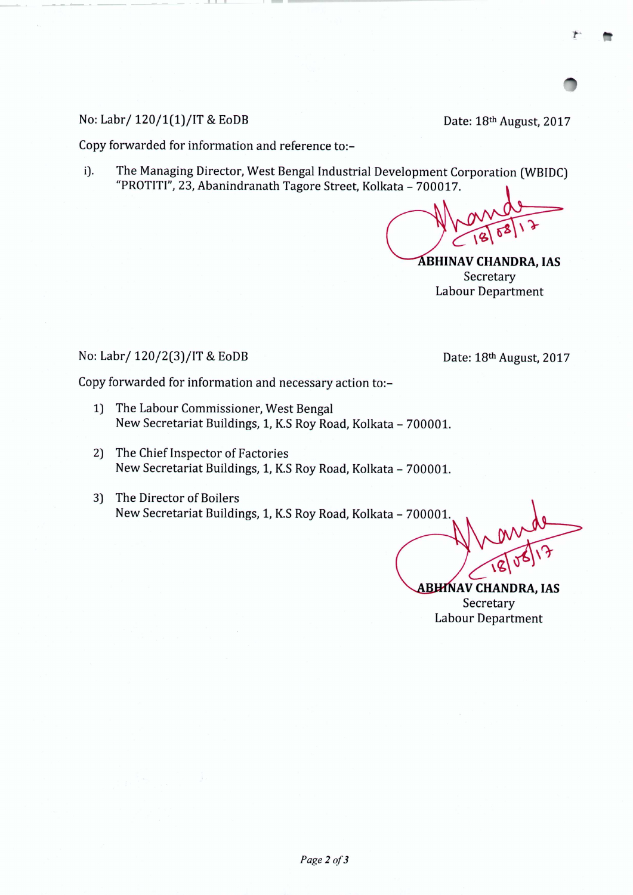No: Labr/ 120/1(1)/IT & EoDB

Date: 18th August, 2017

Copy forwarded for information and reference to:-

i). The Managing Director, West Bengal Industrial Development Corporation (WBIDC) "PROTITI", 23, Abanindranath Tagore Street, Kolkata – 700017.

18/08/17

**ABHINAV CHANDRA, IAS**
Secretary
Labour Department

No: Labr/ 120/2(3)/IT & EoDB

Date: 18th August, 2017

Copy forwarded for information and necessary action to:-

1) The Labour Commissioner, West Bengal
New Secretariat Buildings, 1, K.S Roy Road, Kolkata – 700001.

2) The Chief Inspector of Factories
New Secretariat Buildings, 1, K.S Roy Road, Kolkata – 700001.

3) The Director of Boilers
New Secretariat Buildings, 1, K.S Roy Road, Kolkata – 700001.

18/08/17

**ABHINAV CHANDRA, IAS**
Secretary
Labour Department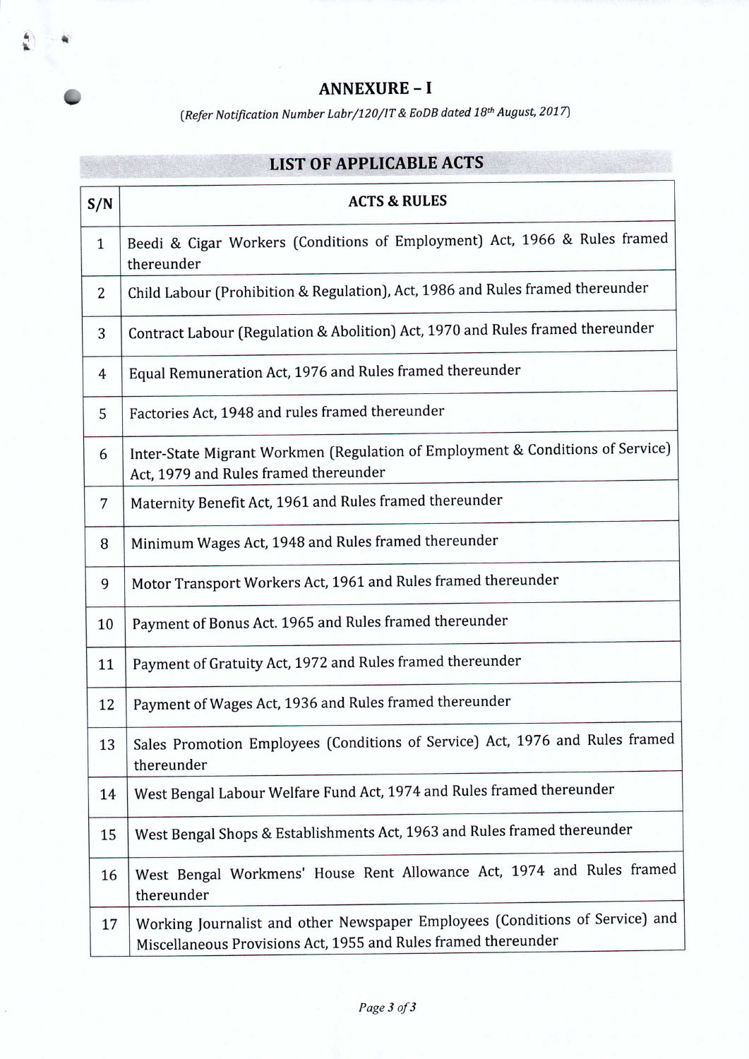## ANNEXURE – I

*(Refer Notification Number Labr/120/IT & EoDB dated 18th August, 2017)*

### LIST OF APPLICABLE ACTS

| S/N | ACTS & RULES |
|---|---|
| 1 | Beedi & Cigar Workers (Conditions of Employment) Act, 1966 & Rules framed thereunder |
| 2 | Child Labour (Prohibition & Regulation), Act, 1986 and Rules framed thereunder |
| 3 | Contract Labour (Regulation & Abolition) Act, 1970 and Rules framed thereunder |
| 4 | Equal Remuneration Act, 1976 and Rules framed thereunder |
| 5 | Factories Act, 1948 and rules framed thereunder |
| 6 | Inter-State Migrant Workmen (Regulation of Employment & Conditions of Service) Act, 1979 and Rules framed thereunder |
| 7 | Maternity Benefit Act, 1961 and Rules framed thereunder |
| 8 | Minimum Wages Act, 1948 and Rules framed thereunder |
| 9 | Motor Transport Workers Act, 1961 and Rules framed thereunder |
| 10 | Payment of Bonus Act. 1965 and Rules framed thereunder |
| 11 | Payment of Gratuity Act, 1972 and Rules framed thereunder |
| 12 | Payment of Wages Act, 1936 and Rules framed thereunder |
| 13 | Sales Promotion Employees (Conditions of Service) Act, 1976 and Rules framed thereunder |
| 14 | West Bengal Labour Welfare Fund Act, 1974 and Rules framed thereunder |
| 15 | West Bengal Shops & Establishments Act, 1963 and Rules framed thereunder |
| 16 | West Bengal Workmens' House Rent Allowance Act, 1974 and Rules framed thereunder |
| 17 | Working Journalist and other Newspaper Employees (Conditions of Service) and Miscellaneous Provisions Act, 1955 and Rules framed thereunder |